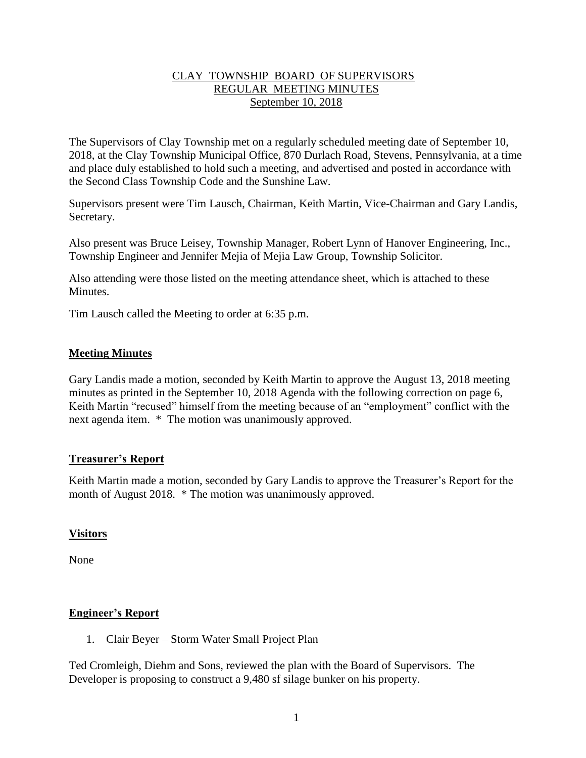# CLAY TOWNSHIP BOARD OF SUPERVISORS
## REGULAR MEETING MINUTES
### September 10, 2018

The Supervisors of Clay Township met on a regularly scheduled meeting date of September 10, 2018, at the Clay Township Municipal Office, 870 Durlach Road, Stevens, Pennsylvania, at a time and place duly established to hold such a meeting, and advertised and posted in accordance with the Second Class Township Code and the Sunshine Law.

Supervisors present were Tim Lausch, Chairman, Keith Martin, Vice-Chairman and Gary Landis, Secretary.

Also present was Bruce Leisey, Township Manager, Robert Lynn of Hanover Engineering, Inc., Township Engineer and Jennifer Mejia of Mejia Law Group, Township Solicitor.

Also attending were those listed on the meeting attendance sheet, which is attached to these Minutes.

Tim Lausch called the Meeting to order at 6:35 p.m.

**Meeting Minutes**

Gary Landis made a motion, seconded by Keith Martin to approve the August 13, 2018 meeting minutes as printed in the September 10, 2018 Agenda with the following correction on page 6, Keith Martin "recused" himself from the meeting because of an "employment" conflict with the next agenda item. * The motion was unanimously approved.

**Treasurer's Report**

Keith Martin made a motion, seconded by Gary Landis to approve the Treasurer's Report for the month of August 2018. * The motion was unanimously approved.

**Visitors**

None

**Engineer's Report**

1. Clair Beyer – Storm Water Small Project Plan

Ted Cromleigh, Diehm and Sons, reviewed the plan with the Board of Supervisors. The Developer is proposing to construct a 9,480 sf silage bunker on his property.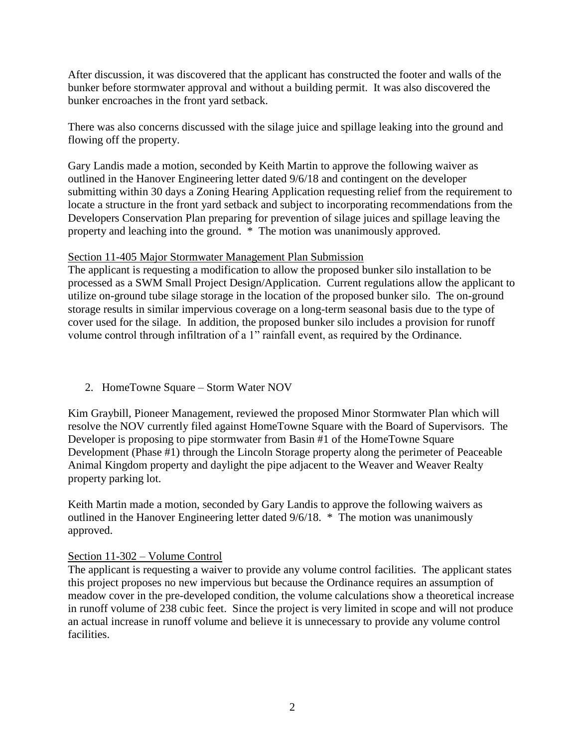After discussion, it was discovered that the applicant has constructed the footer and walls of the bunker before stormwater approval and without a building permit. It was also discovered the bunker encroaches in the front yard setback.

There was also concerns discussed with the silage juice and spillage leaking into the ground and flowing off the property.

Gary Landis made a motion, seconded by Keith Martin to approve the following waiver as outlined in the Hanover Engineering letter dated 9/6/18 and contingent on the developer submitting within 30 days a Zoning Hearing Application requesting relief from the requirement to locate a structure in the front yard setback and subject to incorporating recommendations from the Developers Conservation Plan preparing for prevention of silage juices and spillage leaving the property and leaching into the ground. * The motion was unanimously approved.

<u>Section 11-405 Major Stormwater Management Plan Submission</u>
The applicant is requesting a modification to allow the proposed bunker silo installation to be processed as a SWM Small Project Design/Application. Current regulations allow the applicant to utilize on-ground tube silage storage in the location of the proposed bunker silo. The on-ground storage results in similar impervious coverage on a long-term seasonal basis due to the type of cover used for the silage. In addition, the proposed bunker silo includes a provision for runoff volume control through infiltration of a 1" rainfall event, as required by the Ordinance.

2. HomeTowne Square – Storm Water NOV

Kim Graybill, Pioneer Management, reviewed the proposed Minor Stormwater Plan which will resolve the NOV currently filed against HomeTowne Square with the Board of Supervisors. The Developer is proposing to pipe stormwater from Basin #1 of the HomeTowne Square Development (Phase #1) through the Lincoln Storage property along the perimeter of Peaceable Animal Kingdom property and daylight the pipe adjacent to the Weaver and Weaver Realty property parking lot.

Keith Martin made a motion, seconded by Gary Landis to approve the following waivers as outlined in the Hanover Engineering letter dated 9/6/18. * The motion was unanimously approved.

<u>Section 11-302 – Volume Control</u>
The applicant is requesting a waiver to provide any volume control facilities. The applicant states this project proposes no new impervious but because the Ordinance requires an assumption of meadow cover in the pre-developed condition, the volume calculations show a theoretical increase in runoff volume of 238 cubic feet. Since the project is very limited in scope and will not produce an actual increase in runoff volume and believe it is unnecessary to provide any volume control facilities.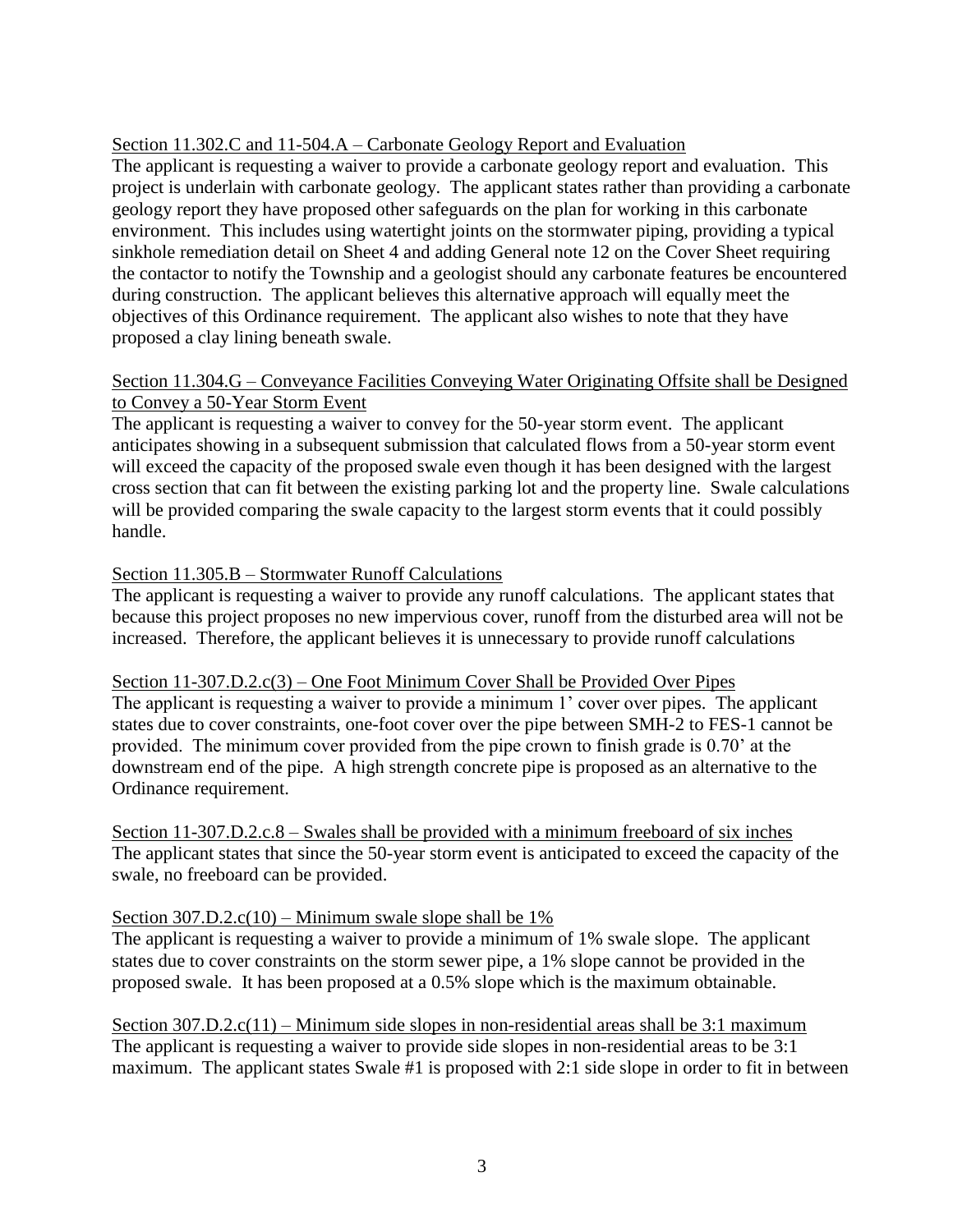Section 11.302.C and 11-504.A – Carbonate Geology Report and Evaluation

The applicant is requesting a waiver to provide a carbonate geology report and evaluation. This project is underlain with carbonate geology. The applicant states rather than providing a carbonate geology report they have proposed other safeguards on the plan for working in this carbonate environment. This includes using watertight joints on the stormwater piping, providing a typical sinkhole remediation detail on Sheet 4 and adding General note 12 on the Cover Sheet requiring the contactor to notify the Township and a geologist should any carbonate features be encountered during construction. The applicant believes this alternative approach will equally meet the objectives of this Ordinance requirement. The applicant also wishes to note that they have proposed a clay lining beneath swale.

Section 11.304.G – Conveyance Facilities Conveying Water Originating Offsite shall be Designed to Convey a 50-Year Storm Event

The applicant is requesting a waiver to convey for the 50-year storm event. The applicant anticipates showing in a subsequent submission that calculated flows from a 50-year storm event will exceed the capacity of the proposed swale even though it has been designed with the largest cross section that can fit between the existing parking lot and the property line. Swale calculations will be provided comparing the swale capacity to the largest storm events that it could possibly handle.

Section 11.305.B – Stormwater Runoff Calculations

The applicant is requesting a waiver to provide any runoff calculations. The applicant states that because this project proposes no new impervious cover, runoff from the disturbed area will not be increased. Therefore, the applicant believes it is unnecessary to provide runoff calculations

Section 11-307.D.2.c(3) – One Foot Minimum Cover Shall be Provided Over Pipes

The applicant is requesting a waiver to provide a minimum 1' cover over pipes. The applicant states due to cover constraints, one-foot cover over the pipe between SMH-2 to FES-1 cannot be provided. The minimum cover provided from the pipe crown to finish grade is 0.70' at the downstream end of the pipe. A high strength concrete pipe is proposed as an alternative to the Ordinance requirement.

Section 11-307.D.2.c.8 – Swales shall be provided with a minimum freeboard of six inches

The applicant states that since the 50-year storm event is anticipated to exceed the capacity of the swale, no freeboard can be provided.

Section 307.D.2.c(10) – Minimum swale slope shall be 1%

The applicant is requesting a waiver to provide a minimum of 1% swale slope. The applicant states due to cover constraints on the storm sewer pipe, a 1% slope cannot be provided in the proposed swale. It has been proposed at a 0.5% slope which is the maximum obtainable.

Section 307.D.2.c(11) – Minimum side slopes in non-residential areas shall be 3:1 maximum

The applicant is requesting a waiver to provide side slopes in non-residential areas to be 3:1 maximum. The applicant states Swale #1 is proposed with 2:1 side slope in order to fit in between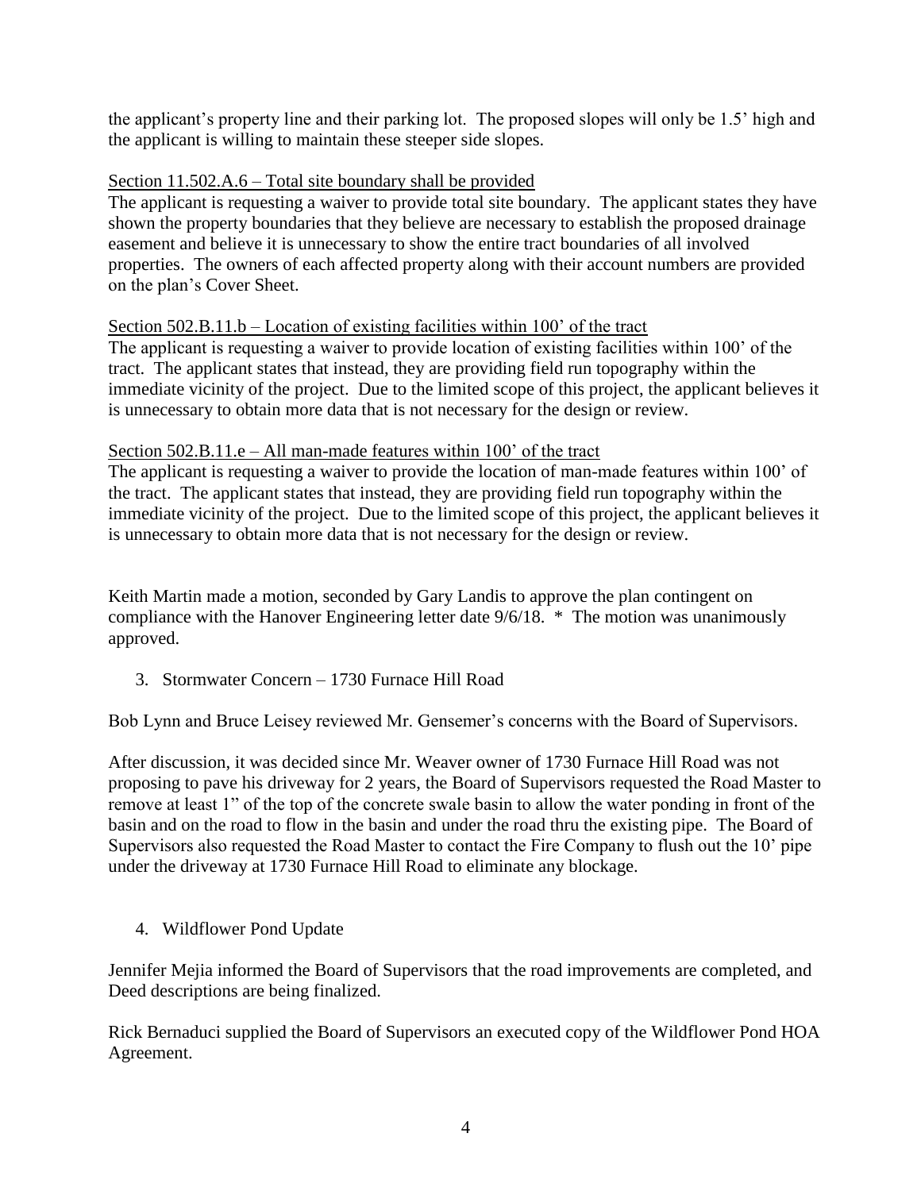the applicant's property line and their parking lot. The proposed slopes will only be 1.5' high and the applicant is willing to maintain these steeper side slopes.

<u>Section 11.502.A.6 – Total site boundary shall be provided</u>

The applicant is requesting a waiver to provide total site boundary. The applicant states they have shown the property boundaries that they believe are necessary to establish the proposed drainage easement and believe it is unnecessary to show the entire tract boundaries of all involved properties. The owners of each affected property along with their account numbers are provided on the plan's Cover Sheet.

<u>Section 502.B.11.b – Location of existing facilities within 100' of the tract</u>

The applicant is requesting a waiver to provide location of existing facilities within 100' of the tract. The applicant states that instead, they are providing field run topography within the immediate vicinity of the project. Due to the limited scope of this project, the applicant believes it is unnecessary to obtain more data that is not necessary for the design or review.

<u>Section 502.B.11.e – All man-made features within 100' of the tract</u>

The applicant is requesting a waiver to provide the location of man-made features within 100' of the tract. The applicant states that instead, they are providing field run topography within the immediate vicinity of the project. Due to the limited scope of this project, the applicant believes it is unnecessary to obtain more data that is not necessary for the design or review.

Keith Martin made a motion, seconded by Gary Landis to approve the plan contingent on compliance with the Hanover Engineering letter date 9/6/18. * The motion was unanimously approved.

3. Stormwater Concern – 1730 Furnace Hill Road

Bob Lynn and Bruce Leisey reviewed Mr. Gensemer's concerns with the Board of Supervisors.

After discussion, it was decided since Mr. Weaver owner of 1730 Furnace Hill Road was not proposing to pave his driveway for 2 years, the Board of Supervisors requested the Road Master to remove at least 1" of the top of the concrete swale basin to allow the water ponding in front of the basin and on the road to flow in the basin and under the road thru the existing pipe. The Board of Supervisors also requested the Road Master to contact the Fire Company to flush out the 10' pipe under the driveway at 1730 Furnace Hill Road to eliminate any blockage.

4. Wildflower Pond Update

Jennifer Mejia informed the Board of Supervisors that the road improvements are completed, and Deed descriptions are being finalized.

Rick Bernaduci supplied the Board of Supervisors an executed copy of the Wildflower Pond HOA Agreement.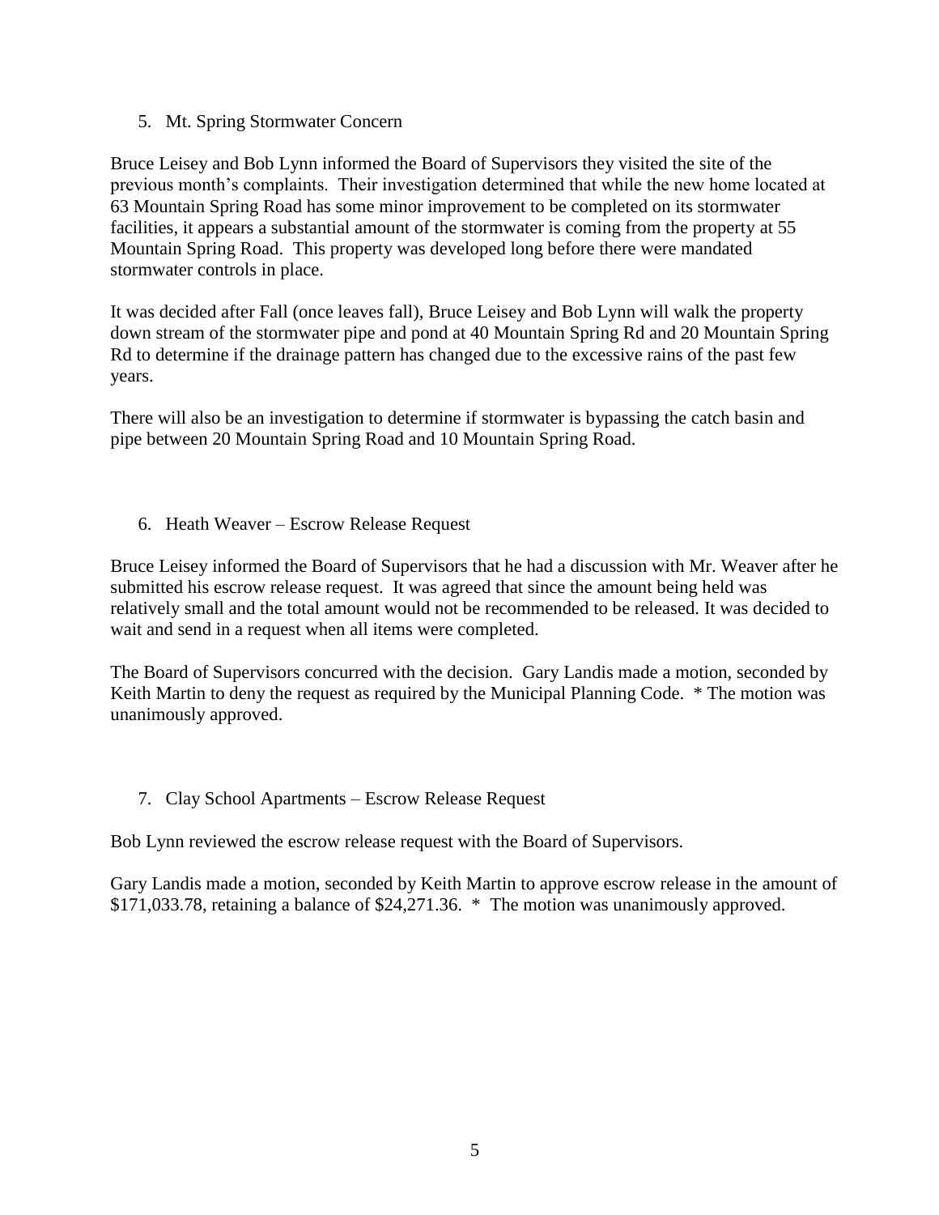5. Mt. Spring Stormwater Concern

Bruce Leisey and Bob Lynn informed the Board of Supervisors they visited the site of the previous month's complaints. Their investigation determined that while the new home located at 63 Mountain Spring Road has some minor improvement to be completed on its stormwater facilities, it appears a substantial amount of the stormwater is coming from the property at 55 Mountain Spring Road. This property was developed long before there were mandated stormwater controls in place.

It was decided after Fall (once leaves fall), Bruce Leisey and Bob Lynn will walk the property down stream of the stormwater pipe and pond at 40 Mountain Spring Rd and 20 Mountain Spring Rd to determine if the drainage pattern has changed due to the excessive rains of the past few years.

There will also be an investigation to determine if stormwater is bypassing the catch basin and pipe between 20 Mountain Spring Road and 10 Mountain Spring Road.

6. Heath Weaver – Escrow Release Request

Bruce Leisey informed the Board of Supervisors that he had a discussion with Mr. Weaver after he submitted his escrow release request. It was agreed that since the amount being held was relatively small and the total amount would not be recommended to be released. It was decided to wait and send in a request when all items were completed.

The Board of Supervisors concurred with the decision. Gary Landis made a motion, seconded by Keith Martin to deny the request as required by the Municipal Planning Code. * The motion was unanimously approved.

7. Clay School Apartments – Escrow Release Request

Bob Lynn reviewed the escrow release request with the Board of Supervisors.

Gary Landis made a motion, seconded by Keith Martin to approve escrow release in the amount of $171,033.78, retaining a balance of $24,271.36. * The motion was unanimously approved.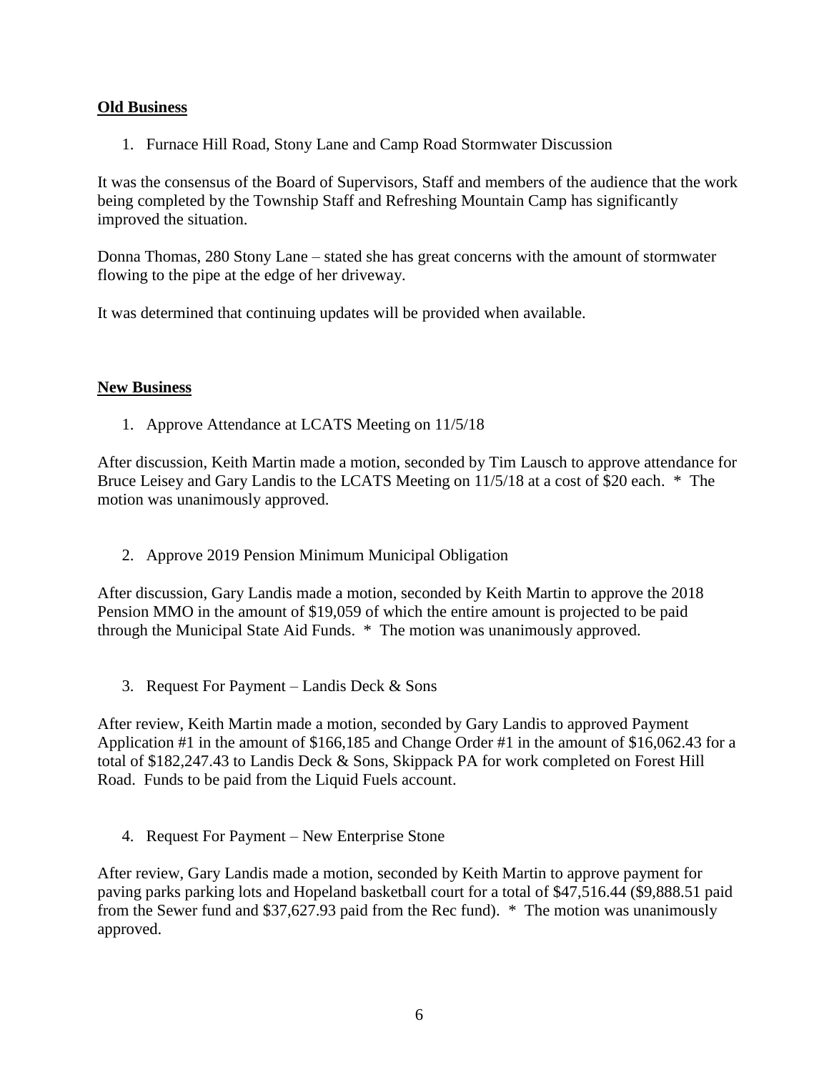**Old Business**

1. Furnace Hill Road, Stony Lane and Camp Road Stormwater Discussion

It was the consensus of the Board of Supervisors, Staff and members of the audience that the work being completed by the Township Staff and Refreshing Mountain Camp has significantly improved the situation.

Donna Thomas, 280 Stony Lane – stated she has great concerns with the amount of stormwater flowing to the pipe at the edge of her driveway.

It was determined that continuing updates will be provided when available.

**New Business**

1. Approve Attendance at LCATS Meeting on 11/5/18

After discussion, Keith Martin made a motion, seconded by Tim Lausch to approve attendance for Bruce Leisey and Gary Landis to the LCATS Meeting on 11/5/18 at a cost of $20 each. * The motion was unanimously approved.

2. Approve 2019 Pension Minimum Municipal Obligation

After discussion, Gary Landis made a motion, seconded by Keith Martin to approve the 2018 Pension MMO in the amount of $19,059 of which the entire amount is projected to be paid through the Municipal State Aid Funds. * The motion was unanimously approved.

3. Request For Payment – Landis Deck & Sons

After review, Keith Martin made a motion, seconded by Gary Landis to approved Payment Application #1 in the amount of $166,185 and Change Order #1 in the amount of $16,062.43 for a total of $182,247.43 to Landis Deck & Sons, Skippack PA for work completed on Forest Hill Road. Funds to be paid from the Liquid Fuels account.

4. Request For Payment – New Enterprise Stone

After review, Gary Landis made a motion, seconded by Keith Martin to approve payment for paving parks parking lots and Hopeland basketball court for a total of $47,516.44 ($9,888.51 paid from the Sewer fund and $37,627.93 paid from the Rec fund). * The motion was unanimously approved.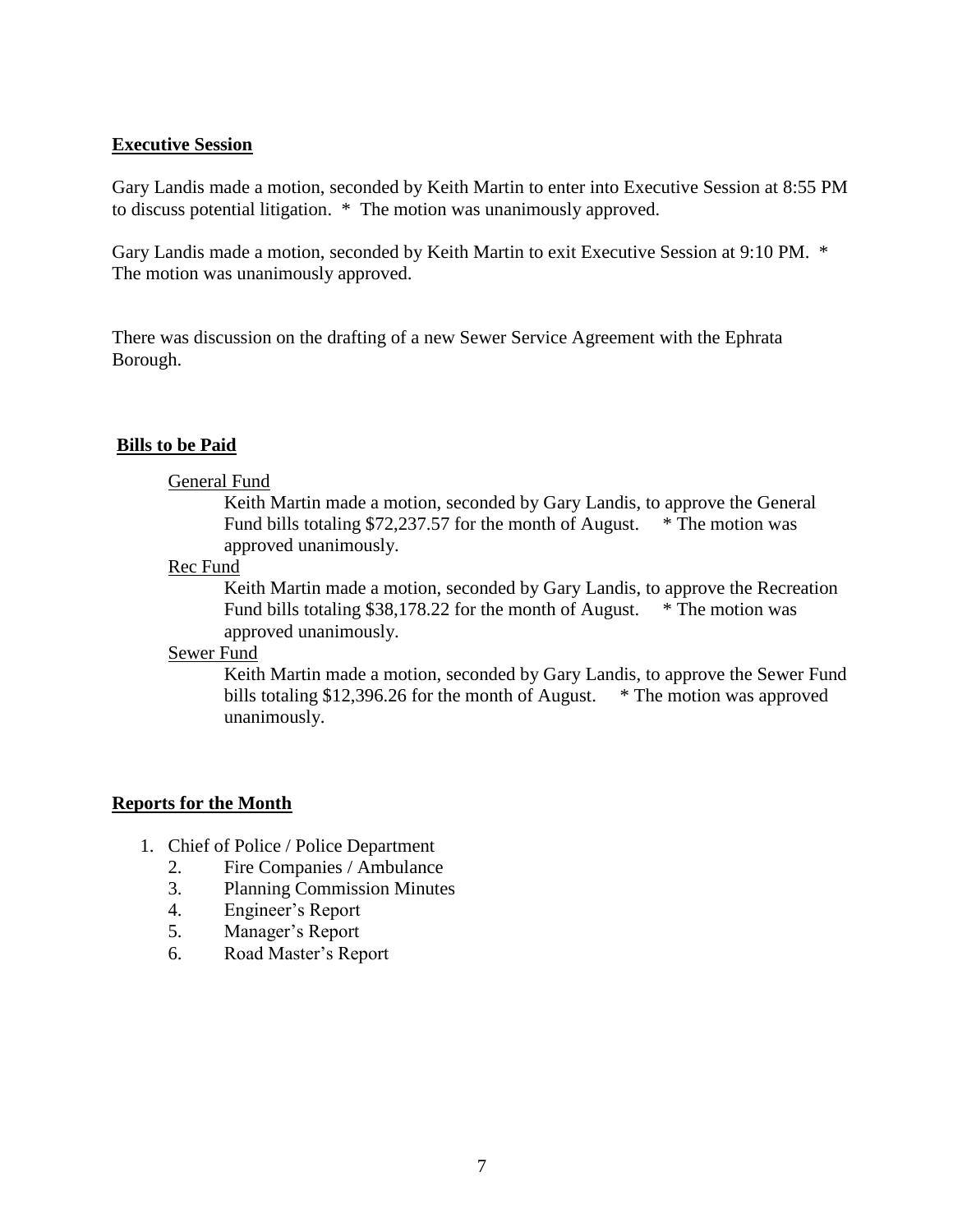**Executive Session**

Gary Landis made a motion, seconded by Keith Martin to enter into Executive Session at 8:55 PM to discuss potential litigation. * The motion was unanimously approved.

Gary Landis made a motion, seconded by Keith Martin to exit Executive Session at 9:10 PM. * The motion was unanimously approved.

There was discussion on the drafting of a new Sewer Service Agreement with the Ephrata Borough.

**Bills to be Paid**

General Fund

Keith Martin made a motion, seconded by Gary Landis, to approve the General Fund bills totaling $72,237.57 for the month of August. * The motion was approved unanimously.

Rec Fund

Keith Martin made a motion, seconded by Gary Landis, to approve the Recreation Fund bills totaling $38,178.22 for the month of August. * The motion was approved unanimously.

Sewer Fund

Keith Martin made a motion, seconded by Gary Landis, to approve the Sewer Fund bills totaling $12,396.26 for the month of August. * The motion was approved unanimously.

**Reports for the Month**

1. Chief of Police / Police Department
2. Fire Companies / Ambulance
3. Planning Commission Minutes
4. Engineer's Report
5. Manager's Report
6. Road Master's Report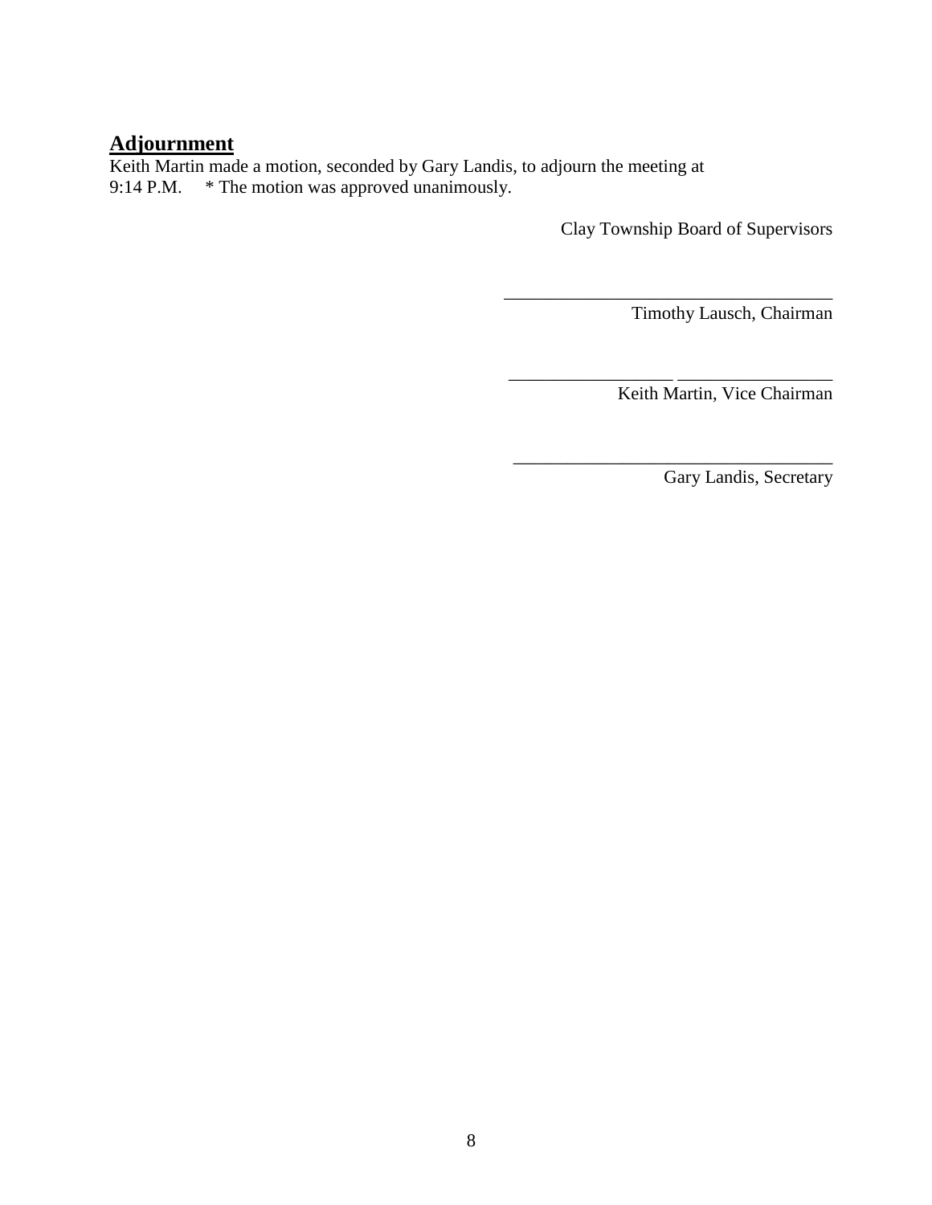## **Adjournment**

Keith Martin made a motion, seconded by Gary Landis, to adjourn the meeting at 9:14 P.M. * The motion was approved unanimously.

Clay Township Board of Supervisors

_____________________________________
Timothy Lausch, Chairman

__________________ ________________
Keith Martin, Vice Chairman

____________________________________
Gary Landis, Secretary